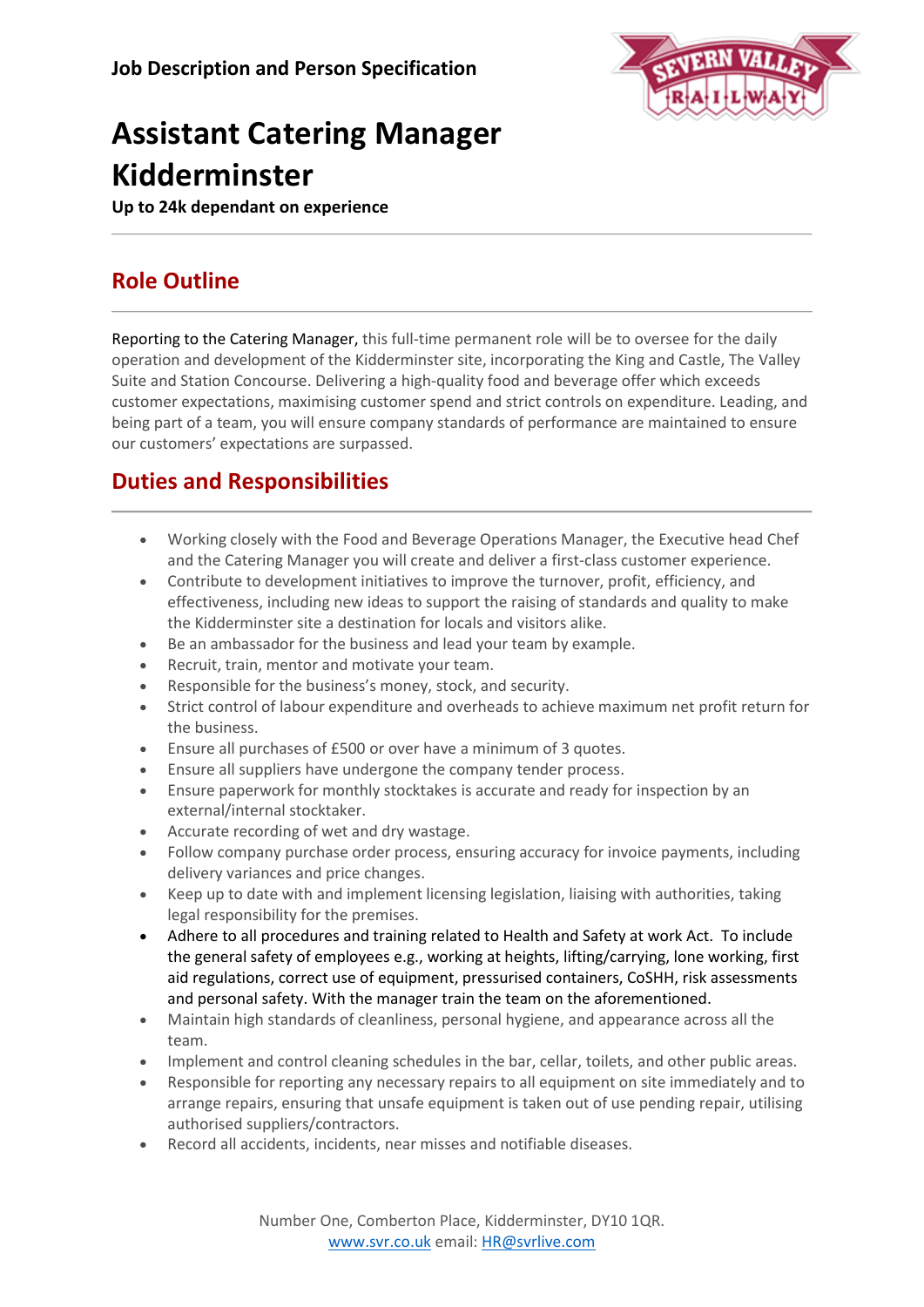**Job Description and Person Specification**

# Assistant Catering Manager Kidderminster

**Up to 24k dependant on experience**

## Role Outline

Reporting to the Catering Manager, this full-time permanent role will be to oversee for the daily operation and development of the Kidderminster site, incorporating the King and Castle, The Valley Suite and Station Concourse. Delivering a high-quality food and beverage offer which exceeds customer expectations, maximising customer spend and strict controls on expenditure. Leading, and being part of a team, you will ensure company standards of performance are maintained to ensure our customers' expectations are surpassed.

## Duties and Responsibilities

- Working closely with the Food and Beverage Operations Manager, the Executive head Chef and the Catering Manager you will create and deliver a first-class customer experience.
- Contribute to development initiatives to improve the turnover, profit, efficiency, and effectiveness, including new ideas to support the raising of standards and quality to make the Kidderminster site a destination for locals and visitors alike.
- Be an ambassador for the business and lead your team by example.
- Recruit, train, mentor and motivate your team.
- Responsible for the business's money, stock, and security.
- Strict control of labour expenditure and overheads to achieve maximum net profit return for the business.
- Ensure all purchases of £500 or over have a minimum of 3 quotes.
- Ensure all suppliers have undergone the company tender process.
- Ensure paperwork for monthly stocktakes is accurate and ready for inspection by an external/internal stocktaker.
- Accurate recording of wet and dry wastage.
- Follow company purchase order process, ensuring accuracy for invoice payments, including delivery variances and price changes.
- Keep up to date with and implement licensing legislation, liaising with authorities, taking legal responsibility for the premises.
- Adhere to all procedures and training related to Health and Safety at work Act. To include the general safety of employees e.g., working at heights, lifting/carrying, lone working, first aid regulations, correct use of equipment, pressurised containers, CoSHH, risk assessments and personal safety. With the manager train the team on the aforementioned.
- Maintain high standards of cleanliness, personal hygiene, and appearance across all the team.
- Implement and control cleaning schedules in the bar, cellar, toilets, and other public areas.
- Responsible for reporting any necessary repairs to all equipment on site immediately and to arrange repairs, ensuring that unsafe equipment is taken out of use pending repair, utilising authorised suppliers/contractors.
- Record all accidents, incidents, near misses and notifiable diseases.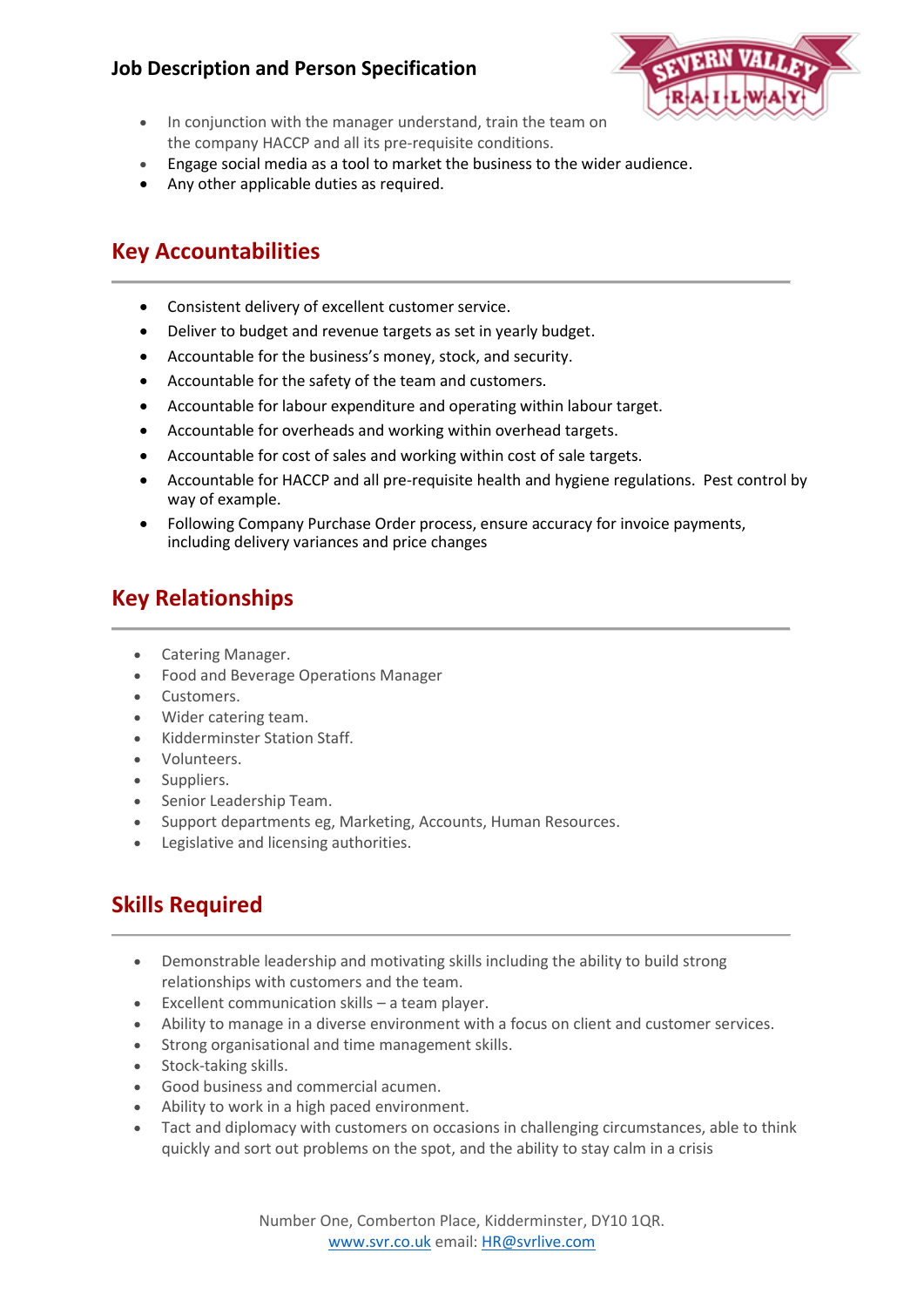- In conjunction with the manager understand, train the team on the company HACCP and all its pre-requisite conditions.
- Engage social media as a tool to market the business to the wider audience.
- Any other applicable duties as required.

## Key Accountabilities

- Consistent delivery of excellent customer service.
- Deliver to budget and revenue targets as set in yearly budget.
- Accountable for the business's money, stock, and security.
- Accountable for the safety of the team and customers.
- Accountable for labour expenditure and operating within labour target.
- Accountable for overheads and working within overhead targets.
- Accountable for cost of sales and working within cost of sale targets.
- Accountable for HACCP and all pre-requisite health and hygiene regulations. Pest control by way of example.
- Following Company Purchase Order process, ensure accuracy for invoice payments, including delivery variances and price changes

## Key Relationships

- Catering Manager.
- Food and Beverage Operations Manager
- Customers.
- Wider catering team.
- Kidderminster Station Staff.
- Volunteers.
- Suppliers.
- Senior Leadership Team.
- Support departments eg, Marketing, Accounts, Human Resources.
- Legislative and licensing authorities.

## Skills Required

- Demonstrable leadership and motivating skills including the ability to build strong relationships with customers and the team.
- Excellent communication skills – a team player.
- Ability to manage in a diverse environment with a focus on client and customer services.
- Strong organisational and time management skills.
- Stock-taking skills.
- Good business and commercial acumen.
- Ability to work in a high paced environment.
- Tact and diplomacy with customers on occasions in challenging circumstances, able to think quickly and sort out problems on the spot, and the ability to stay calm in a crisis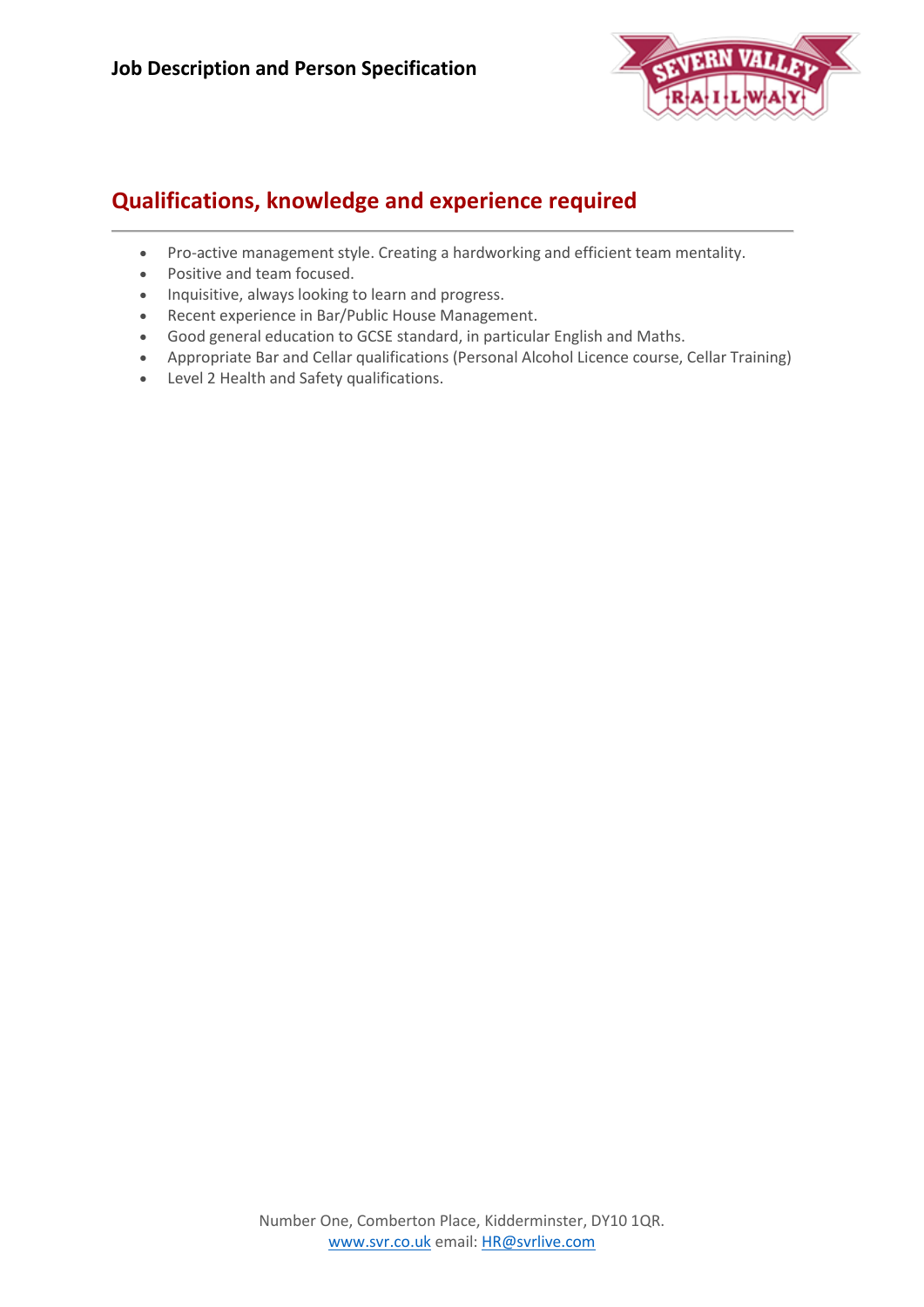## Qualifications, knowledge and experience required

- Pro-active management style. Creating a hardworking and efficient team mentality.
- Positive and team focused.
- Inquisitive, always looking to learn and progress.
- Recent experience in Bar/Public House Management.
- Good general education to GCSE standard, in particular English and Maths.
- Appropriate Bar and Cellar qualifications (Personal Alcohol Licence course, Cellar Training)
- Level 2 Health and Safety qualifications.